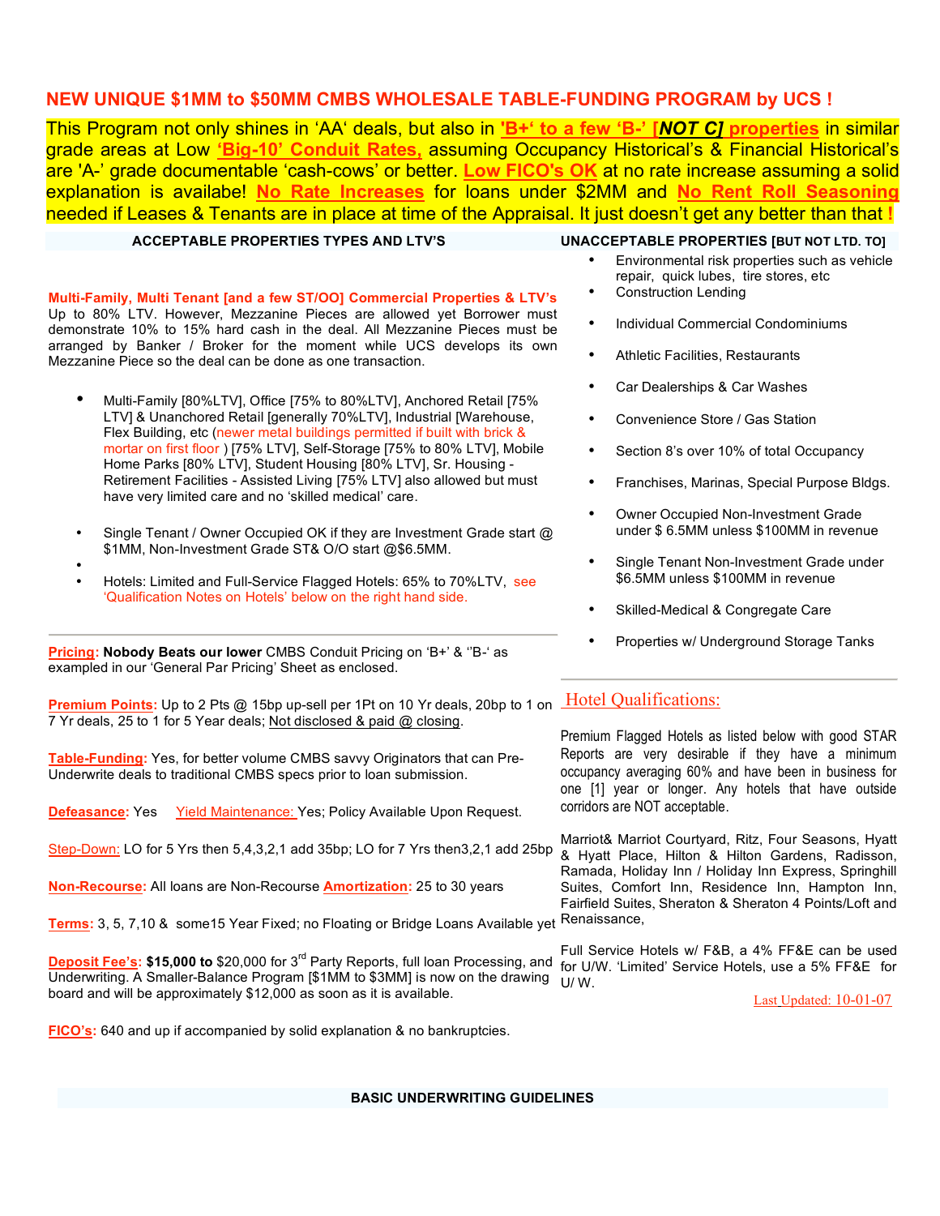# NEW UNIQUE $1MM to $50MM CMBS WHOLESALE TABLE-FUNDING PROGRAM by UCS !

This Program not only shines in 'AA' deals, but also in **'B+' to a few 'B-' [*NOT C*] properties** in similar grade areas at Low **'Big-10' Conduit Rates,** assuming Occupancy Historical's & Financial Historical's are 'A-' grade documentable 'cash-cows' or better. **Low FICO's OK** at no rate increase assuming a solid explanation is available! **No Rate Increases** for loans under $2MM and **No Rent Roll Seasoning** needed if Leases & Tenants are in place at time of the Appraisal. It just doesn't get any better than that **!**

## ACCEPTABLE PROPERTIES TYPES AND LTV'S

**Multi-Family, Multi Tenant [and a few ST/OO] Commercial Properties & LTV's** Up to 80% LTV. However, Mezzanine Pieces are allowed yet Borrower must demonstrate 10% to 15% hard cash in the deal. All Mezzanine Pieces must be arranged by Banker / Broker for the moment while UCS develops its own Mezzanine Piece so the deal can be done as one transaction.

- Multi-Family [80%LTV], Office [75% to 80%LTV], Anchored Retail [75% LTV] & Unanchored Retail [generally 70%LTV], Industrial [Warehouse, Flex Building, etc (newer metal buildings permitted if built with brick & mortar on first floor ) [75% LTV], Self-Storage [75% to 80% LTV], Mobile Home Parks [80% LTV], Student Housing [80% LTV], Sr. Housing - Retirement Facilities - Assisted Living [75% LTV] also allowed but must have very limited care and no 'skilled medical' care.
- Single Tenant / Owner Occupied OK if they are Investment Grade start @ $1MM, Non-Investment Grade ST& O/O start @$6.5MM.
- Hotels: Limited and Full-Service Flagged Hotels: 65% to 70%LTV, see 'Qualification Notes on Hotels' below on the right hand side.

**Pricing:** **Nobody Beats our lower** CMBS Conduit Pricing on 'B+' & ''B-' as exampled in our 'General Par Pricing' Sheet as enclosed.

**Premium Points:** Up to 2 Pts @ 15bp up-sell per 1Pt on 10 Yr deals, 20bp to 1 on 7 Yr deals, 25 to 1 for 5 Year deals; Not disclosed & paid @ closing.

**Table-Funding:** Yes, for better volume CMBS savvy Originators that can Pre-Underwrite deals to traditional CMBS specs prior to loan submission.

**Defeasance:** Yes Yield Maintenance: Yes; Policy Available Upon Request.

Step-Down: LO for 5 Yrs then 5,4,3,2,1 add 35bp; LO for 7 Yrs then3,2,1 add 25bp

**Non-Recourse:** All loans are Non-Recourse **Amortization:** 25 to 30 years

**Terms:** 3, 5, 7,10 & some15 Year Fixed; no Floating or Bridge Loans Available yet

**Deposit Fee's:** **$15,000 to** $20,000 for 3rd Party Reports, full loan Processing, and Underwriting. A Smaller-Balance Program [$1MM to $3MM] is now on the drawing board and will be approximately $12,000 as soon as it is available.

**FICO's:** 640 and up if accompanied by solid explanation & no bankruptcies.

## UNACCEPTABLE PROPERTIES [BUT NOT LTD. TO]

- Environmental risk properties such as vehicle repair, quick lubes, tire stores, etc
- Construction Lending
- Individual Commercial Condominiums
- Athletic Facilities, Restaurants
- Car Dealerships & Car Washes
- Convenience Store / Gas Station
- Section 8's over 10% of total Occupancy
- Franchises, Marinas, Special Purpose Bldgs.
- Owner Occupied Non-Investment Grade under $ 6.5MM unless $100MM in revenue
- Single Tenant Non-Investment Grade under $6.5MM unless $100MM in revenue
- Skilled-Medical & Congregate Care
- Properties w/ Underground Storage Tanks

## Hotel Qualifications:

Premium Flagged Hotels as listed below with good STAR Reports are very desirable if they have a minimum occupancy averaging 60% and have been in business for one [1] year or longer. Any hotels that have outside corridors are NOT acceptable.

Marriot& Marriot Courtyard, Ritz, Four Seasons, Hyatt & Hyatt Place, Hilton & Hilton Gardens, Radisson, Ramada, Holiday Inn / Holiday Inn Express, Springhill Suites, Comfort Inn, Residence Inn, Hampton Inn, Fairfield Suites, Sheraton & Sheraton 4 Points/Loft and Renaissance,

Full Service Hotels w/ F&B, a 4% FF&E can be used for U/W. 'Limited' Service Hotels, use a 5% FF&E for U/ W.

Last Updated: 10-01-07

## BASIC UNDERWRITING GUIDELINES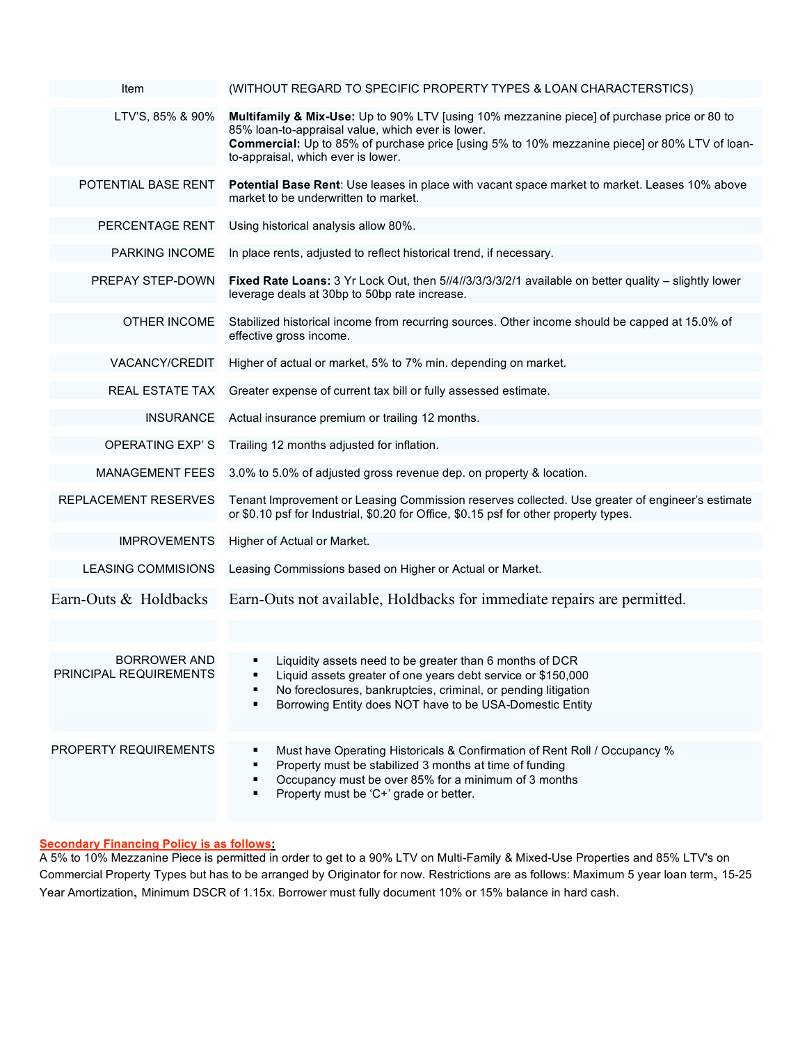| Item | (WITHOUT REGARD TO SPECIFIC PROPERTY TYPES & LOAN CHARACTERSTICS) |
|---|---|
| LTV'S, 85% & 90% | **Multifamily & Mix-Use:** Up to 90% LTV [using 10% mezzanine piece] of purchase price or 80 to 85% loan-to-appraisal value, which ever is lower.<br>**Commercial:** Up to 85% of purchase price [using 5% to 10% mezzanine piece] or 80% LTV of loan-to-appraisal, which ever is lower. |
| POTENTIAL BASE RENT | **Potential Base Rent**: Use leases in place with vacant space market to market. Leases 10% above market to be underwritten to market. |
| PERCENTAGE RENT | Using historical analysis allow 80%. |
| PARKING INCOME | In place rents, adjusted to reflect historical trend, if necessary. |
| PREPAY STEP-DOWN | **Fixed Rate Loans:** 3 Yr Lock Out, then 5//4//3/3/3/3/2/1 available on better quality – slightly lower leverage deals at 30bp to 50bp rate increase. |
| OTHER INCOME | Stabilized historical income from recurring sources. Other income should be capped at 15.0% of effective gross income. |
| VACANCY/CREDIT | Higher of actual or market, 5% to 7% min. depending on market. |
| REAL ESTATE TAX | Greater expense of current tax bill or fully assessed estimate. |
| INSURANCE | Actual insurance premium or trailing 12 months. |
| OPERATING EXP' S | Trailing 12 months adjusted for inflation. |
| MANAGEMENT FEES | 3.0% to 5.0% of adjusted gross revenue dep. on property & location. |
| REPLACEMENT RESERVES | Tenant Improvement or Leasing Commission reserves collected. Use greater of engineer's estimate or $0.10 psf for Industrial, $0.20 for Office, $0.15 psf for other property types. |
| IMPROVEMENTS | Higher of Actual or Market. |
| LEASING COMMISIONS | Leasing Commissions based on Higher or Actual or Market. |
| Earn-Outs & Holdbacks | Earn-Outs not available, Holdbacks for immediate repairs are permitted. |
| | |
| BORROWER AND PRINCIPAL REQUIREMENTS | ▪ Liquidity assets need to be greater than 6 months of DCR<br>▪ Liquid assets greater of one years debt service or $150,000<br>▪ No foreclosures, bankruptcies, criminal, or pending litigation<br>▪ Borrowing Entity does NOT have to be USA-Domestic Entity |
| PROPERTY REQUIREMENTS | ▪ Must have Operating Historicals & Confirmation of Rent Roll / Occupancy %<br>▪ Property must be stabilized 3 months at time of funding<br>▪ Occupancy must be over 85% for a minimum of 3 months<br>▪ Property must be 'C+' grade or better. |

**Secondary Financing Policy is as follows:**

A 5% to 10% Mezzanine Piece is permitted in order to get to a 90% LTV on Multi-Family & Mixed-Use Properties and 85% LTV's on Commercial Property Types but has to be arranged by Originator for now. Restrictions are as follows: Maximum 5 year loan term, 15-25 Year Amortization, Minimum DSCR of 1.15x. Borrower must fully document 10% or 15% balance in hard cash.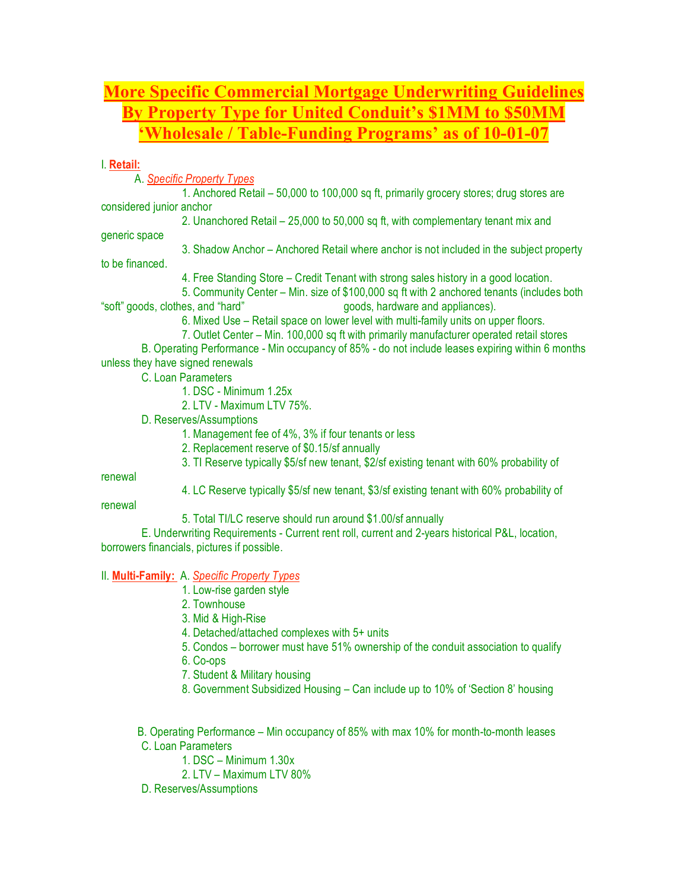# More Specific Commercial Mortgage Underwriting Guidelines By Property Type for United Conduit's $1MM to $50MM 'Wholesale / Table-Funding Programs' as of 10-01-07

I. **Retail:**

A. *Specific Property Types*

1. Anchored Retail – 50,000 to 100,000 sq ft, primarily grocery stores; drug stores are considered junior anchor
2. Unanchored Retail – 25,000 to 50,000 sq ft, with complementary tenant mix and generic space
3. Shadow Anchor – Anchored Retail where anchor is not included in the subject property to be financed.
4. Free Standing Store – Credit Tenant with strong sales history in a good location.
5. Community Center – Min. size of $100,000 sq ft with 2 anchored tenants (includes both "soft" goods, clothes, and "hard" goods, hardware and appliances).
6. Mixed Use – Retail space on lower level with multi-family units on upper floors.
7. Outlet Center – Min. 100,000 sq ft with primarily manufacturer operated retail stores

B. Operating Performance - Min occupancy of 85% - do not include leases expiring within 6 months unless they have signed renewals

C. Loan Parameters

1. DSC - Minimum 1.25x
2. LTV - Maximum LTV 75%.

D. Reserves/Assumptions

1. Management fee of 4%, 3% if four tenants or less
2. Replacement reserve of $0.15/sf annually
3. TI Reserve typically $5/sf new tenant, $2/sf existing tenant with 60% probability of renewal
4. LC Reserve typically $5/sf new tenant, $3/sf existing tenant with 60% probability of renewal
5. Total TI/LC reserve should run around $1.00/sf annually

E. Underwriting Requirements - Current rent roll, current and 2-years historical P&L, location, borrowers financials, pictures if possible.

II. **Multi-Family:** A. *Specific Property Types*

1. Low-rise garden style
2. Townhouse
3. Mid & High-Rise
4. Detached/attached complexes with 5+ units
5. Condos – borrower must have 51% ownership of the conduit association to qualify
6. Co-ops
7. Student & Military housing
8. Government Subsidized Housing – Can include up to 10% of 'Section 8' housing

B. Operating Performance – Min occupancy of 85% with max 10% for month-to-month leases

C. Loan Parameters

1. DSC – Minimum 1.30x
2. LTV – Maximum LTV 80%

D. Reserves/Assumptions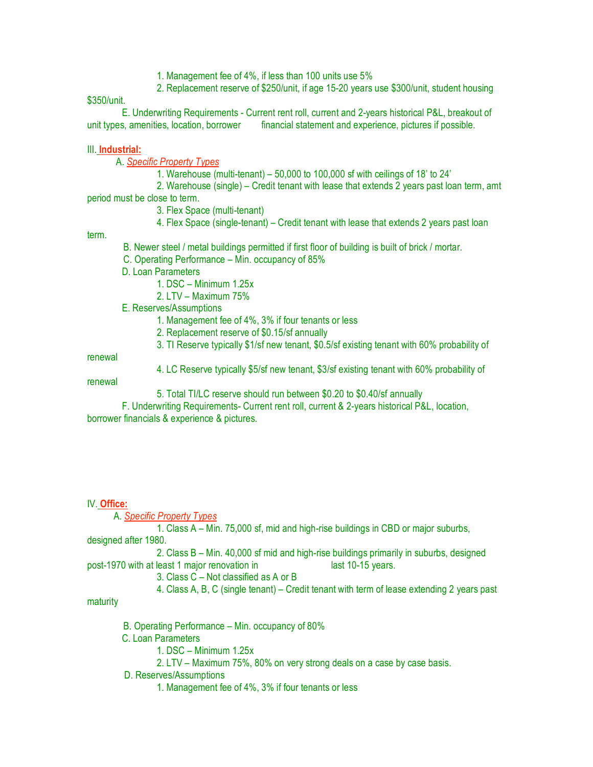1. Management fee of 4%, if less than 100 units use 5%
2. Replacement reserve of $250/unit, if age 15-20 years use $300/unit, student housing $350/unit.

E. Underwriting Requirements - Current rent roll, current and 2-years historical P&L, breakout of unit types, amenities, location, borrower financial statement and experience, pictures if possible.

III. **Industrial:**

A. *Specific Property Types*

1. Warehouse (multi-tenant) – 50,000 to 100,000 sf with ceilings of 18' to 24'
2. Warehouse (single) – Credit tenant with lease that extends 2 years past loan term, amt period must be close to term.
3. Flex Space (multi-tenant)
4. Flex Space (single-tenant) – Credit tenant with lease that extends 2 years past loan term.

B. Newer steel / metal buildings permitted if first floor of building is built of brick / mortar.

C. Operating Performance – Min. occupancy of 85%

D. Loan Parameters

1. DSC – Minimum 1.25x
2. LTV – Maximum 75%

E. Reserves/Assumptions

1. Management fee of 4%, 3% if four tenants or less
2. Replacement reserve of $0.15/sf annually
3. TI Reserve typically $1/sf new tenant, $0.5/sf existing tenant with 60% probability of renewal
4. LC Reserve typically $5/sf new tenant, $3/sf existing tenant with 60% probability of renewal
5. Total TI/LC reserve should run between $0.20 to $0.40/sf annually

F. Underwriting Requirements- Current rent roll, current & 2-years historical P&L, location, borrower financials & experience & pictures.

IV. **Office:**

A. *Specific Property Types*

1. Class A – Min. 75,000 sf, mid and high-rise buildings in CBD or major suburbs, designed after 1980.
2. Class B – Min. 40,000 sf mid and high-rise buildings primarily in suburbs, designed post-1970 with at least 1 major renovation in last 10-15 years.
3. Class C – Not classified as A or B
4. Class A, B, C (single tenant) – Credit tenant with term of lease extending 2 years past maturity

B. Operating Performance – Min. occupancy of 80%

C. Loan Parameters

1. DSC – Minimum 1.25x
2. LTV – Maximum 75%, 80% on very strong deals on a case by case basis.

D. Reserves/Assumptions

1. Management fee of 4%, 3% if four tenants or less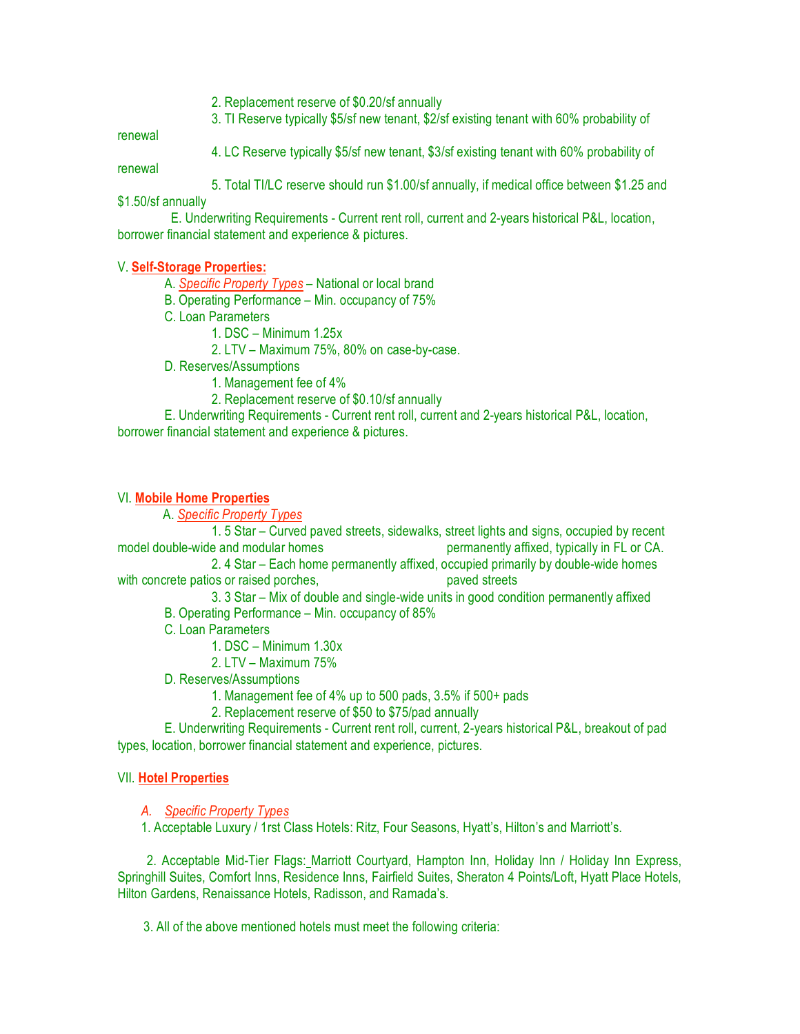2. Replacement reserve of $0.20/sf annually

3. TI Reserve typically $5/sf new tenant, $2/sf existing tenant with 60% probability of renewal

4. LC Reserve typically $5/sf new tenant, $3/sf existing tenant with 60% probability of renewal

5. Total TI/LC reserve should run $1.00/sf annually, if medical office between $1.25 and $1.50/sf annually

E. Underwriting Requirements - Current rent roll, current and 2-years historical P&L, location, borrower financial statement and experience & pictures.

V. **Self-Storage Properties:**

A. *Specific Property Types* – National or local brand

B. Operating Performance – Min. occupancy of 75%

C. Loan Parameters

1. DSC – Minimum 1.25x
2. LTV – Maximum 75%, 80% on case-by-case.

D. Reserves/Assumptions

1. Management fee of 4%
2. Replacement reserve of $0.10/sf annually

E. Underwriting Requirements - Current rent roll, current and 2-years historical P&L, location, borrower financial statement and experience & pictures.

VI. **Mobile Home Properties**

A. *Specific Property Types*

1. 5 Star – Curved paved streets, sidewalks, street lights and signs, occupied by recent model double-wide and modular homes permanently affixed, typically in FL or CA.
2. 4 Star – Each home permanently affixed, occupied primarily by double-wide homes with concrete patios or raised porches, paved streets
3. 3 Star – Mix of double and single-wide units in good condition permanently affixed

B. Operating Performance – Min. occupancy of 85%

C. Loan Parameters

1. DSC – Minimum 1.30x
2. LTV – Maximum 75%

D. Reserves/Assumptions

1. Management fee of 4% up to 500 pads, 3.5% if 500+ pads
2. Replacement reserve of $50 to $75/pad annually

E. Underwriting Requirements - Current rent roll, current, 2-years historical P&L, breakout of pad types, location, borrower financial statement and experience, pictures.

VII. **Hotel Properties**

A. *Specific Property Types*

1. Acceptable Luxury / 1rst Class Hotels: Ritz, Four Seasons, Hyatt's, Hilton's and Marriott's.

2. Acceptable Mid-Tier Flags: Marriott Courtyard, Hampton Inn, Holiday Inn / Holiday Inn Express, Springhill Suites, Comfort Inns, Residence Inns, Fairfield Suites, Sheraton 4 Points/Loft, Hyatt Place Hotels, Hilton Gardens, Renaissance Hotels, Radisson, and Ramada's.

3. All of the above mentioned hotels must meet the following criteria: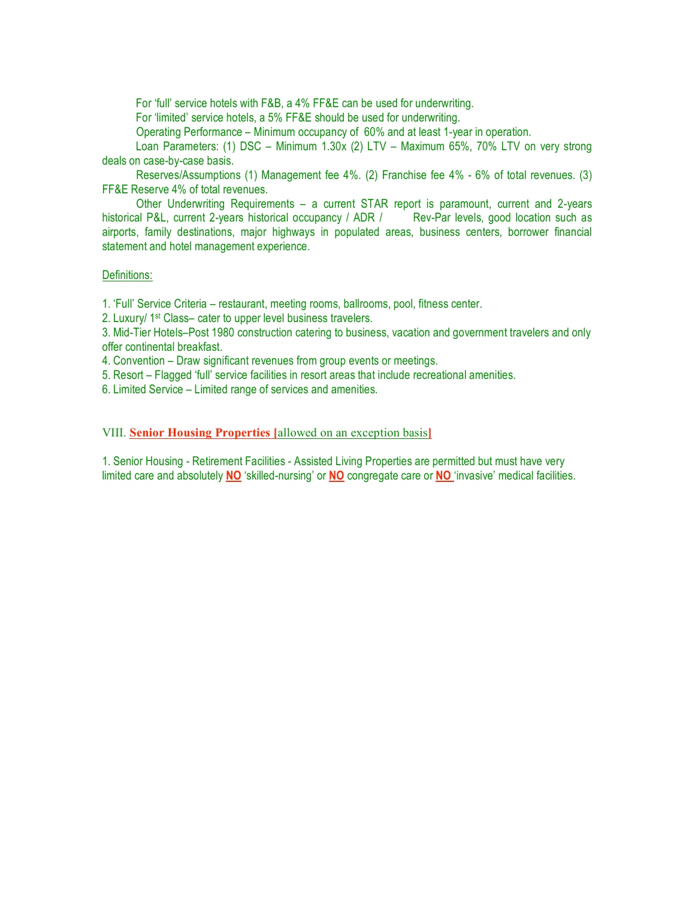For 'full' service hotels with F&B, a 4% FF&E can be used for underwriting.

For 'limited' service hotels, a 5% FF&E should be used for underwriting.

Operating Performance – Minimum occupancy of 60% and at least 1-year in operation.

Loan Parameters: (1) DSC – Minimum 1.30x (2) LTV – Maximum 65%, 70% LTV on very strong deals on case-by-case basis.

Reserves/Assumptions (1) Management fee 4%. (2) Franchise fee 4% - 6% of total revenues. (3) FF&E Reserve 4% of total revenues.

Other Underwriting Requirements – a current STAR report is paramount, current and 2-years historical P&L, current 2-years historical occupancy / ADR / Rev-Par levels, good location such as airports, family destinations, major highways in populated areas, business centers, borrower financial statement and hotel management experience.

Definitions:

1. 'Full' Service Criteria – restaurant, meeting rooms, ballrooms, pool, fitness center.
2. Luxury/ 1st Class– cater to upper level business travelers.
3. Mid-Tier Hotels–Post 1980 construction catering to business, vacation and government travelers and only offer continental breakfast.
4. Convention – Draw significant revenues from group events or meetings.
5. Resort – Flagged 'full' service facilities in resort areas that include recreational amenities.
6. Limited Service – Limited range of services and amenities.

## VIII. **Senior Housing Properties** [allowed on an exception basis]

1. Senior Housing - Retirement Facilities - Assisted Living Properties are permitted but must have very limited care and absolutely **NO** 'skilled-nursing' or **NO** congregate care or **NO** 'invasive' medical facilities.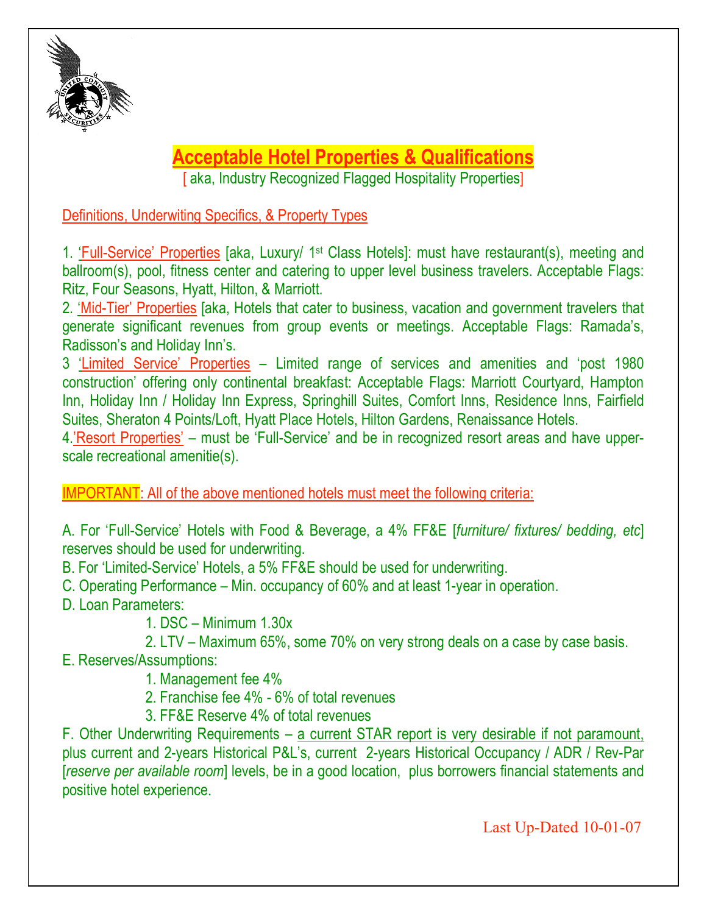# Acceptable Hotel Properties & Qualifications

[ aka, Industry Recognized Flagged Hospitality Properties]

## Definitions, Underwiting Specifics, & Property Types

1. 'Full-Service' Properties [aka, Luxury/ 1st Class Hotels]: must have restaurant(s), meeting and ballroom(s), pool, fitness center and catering to upper level business travelers. Acceptable Flags: Ritz, Four Seasons, Hyatt, Hilton, & Marriott.
2. 'Mid-Tier' Properties [aka, Hotels that cater to business, vacation and government travelers that generate significant revenues from group events or meetings. Acceptable Flags: Ramada's, Radisson's and Holiday Inn's.
3 'Limited Service' Properties – Limited range of services and amenities and 'post 1980 construction' offering only continental breakfast: Acceptable Flags: Marriott Courtyard, Hampton Inn, Holiday Inn / Holiday Inn Express, Springhill Suites, Comfort Inns, Residence Inns, Fairfield Suites, Sheraton 4 Points/Loft, Hyatt Place Hotels, Hilton Gardens, Renaissance Hotels.
4.'Resort Properties' – must be 'Full-Service' and be in recognized resort areas and have upper-scale recreational amenitie(s).

**IMPORTANT**: All of the above mentioned hotels must meet the following criteria:

A. For 'Full-Service' Hotels with Food & Beverage, a 4% FF&E [*furniture/ fixtures/ bedding, etc*] reserves should be used for underwriting.
B. For 'Limited-Service' Hotels, a 5% FF&E should be used for underwriting.
C. Operating Performance – Min. occupancy of 60% and at least 1-year in operation.
D. Loan Parameters:
 1. DSC – Minimum 1.30x
 2. LTV – Maximum 65%, some 70% on very strong deals on a case by case basis.
E. Reserves/Assumptions:
 1. Management fee 4%
 2. Franchise fee 4% - 6% of total revenues
 3. FF&E Reserve 4% of total revenues
F. Other Underwriting Requirements – a current STAR report is very desirable if not paramount, plus current and 2-years Historical P&L's, current 2-years Historical Occupancy / ADR / Rev-Par [*reserve per available room*] levels, be in a good location, plus borrowers financial statements and positive hotel experience.

Last Up-Dated 10-01-07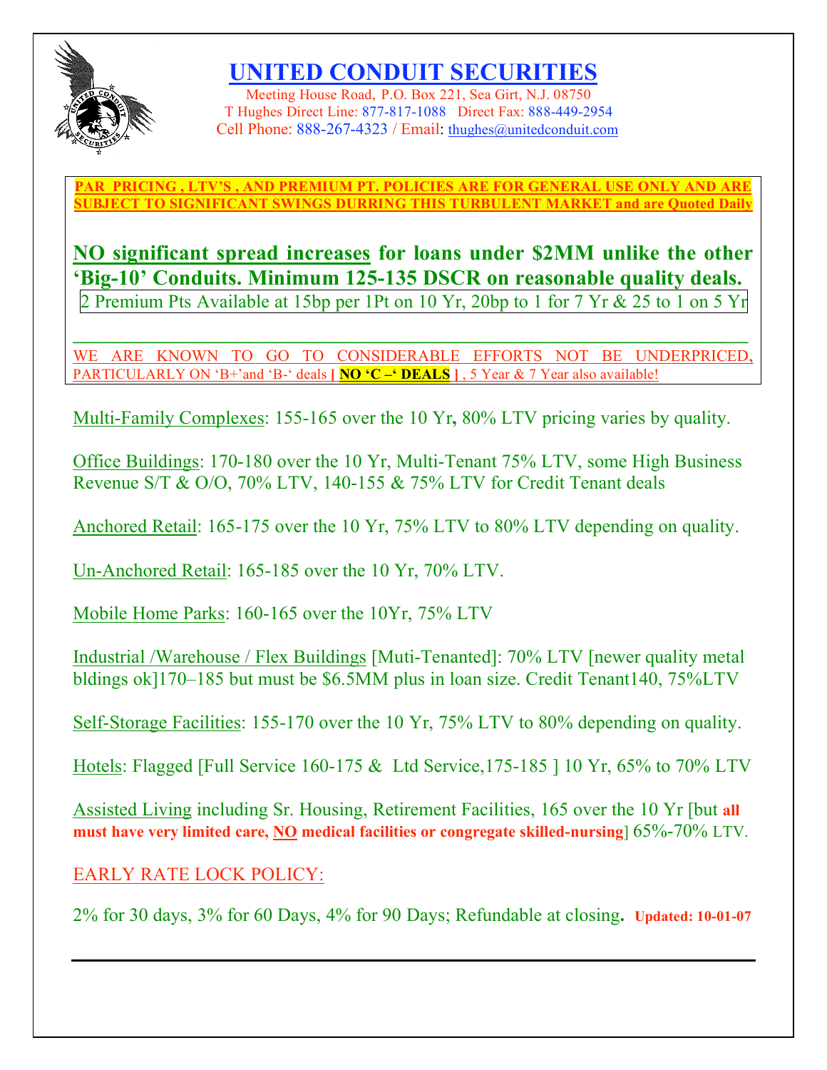# UNITED CONDUIT SECURITIES

Meeting House Road, P.O. Box 221, Sea Girt, N.J. 08750
T Hughes Direct Line: 877-817-1088 Direct Fax: 888-449-2954
Cell Phone: 888-267-4323 / Email: thughes@unitedconduit.com

**PAR PRICING , LTV'S , AND PREMIUM PT. POLICIES ARE FOR GENERAL USE ONLY AND ARE SUBJECT TO SIGNIFICANT SWINGS DURRING THIS TURBULENT MARKET and are Quoted Daily**

**NO significant spread increases for loans under $2MM unlike the other 'Big-10' Conduits. Minimum 125-135 DSCR on reasonable quality deals.**

2 Premium Pts Available at 15bp per 1Pt on 10 Yr, 20bp to 1 for 7 Yr & 25 to 1 on 5 Yr

WE ARE KNOWN TO GO TO CONSIDERABLE EFFORTS NOT BE UNDERPRICED, PARTICULARLY ON 'B+'and 'B-' deals **[ NO 'C –' DEALS ]** , 5 Year & 7 Year also available!

Multi-Family Complexes: 155-165 over the 10 Yr, 80% LTV pricing varies by quality.

Office Buildings: 170-180 over the 10 Yr, Multi-Tenant 75% LTV, some High Business Revenue S/T & O/O, 70% LTV, 140-155 & 75% LTV for Credit Tenant deals

Anchored Retail: 165-175 over the 10 Yr, 75% LTV to 80% LTV depending on quality.

Un-Anchored Retail: 165-185 over the 10 Yr, 70% LTV.

Mobile Home Parks: 160-165 over the 10Yr, 75% LTV

Industrial /Warehouse / Flex Buildings [Muti-Tenanted]: 70% LTV [newer quality metal bldings ok]170–185 but must be $6.5MM plus in loan size. Credit Tenant140, 75%LTV

Self-Storage Facilities: 155-170 over the 10 Yr, 75% LTV to 80% depending on quality.

Hotels: Flagged [Full Service 160-175 & Ltd Service,175-185 ] 10 Yr, 65% to 70% LTV

Assisted Living including Sr. Housing, Retirement Facilities, 165 over the 10 Yr [but **all must have very limited care, NO medical facilities or congregate skilled-nursing**] 65%-70% LTV.

EARLY RATE LOCK POLICY:

2% for 30 days, 3% for 60 Days, 4% for 90 Days; Refundable at closing. **Updated: 10-01-07**